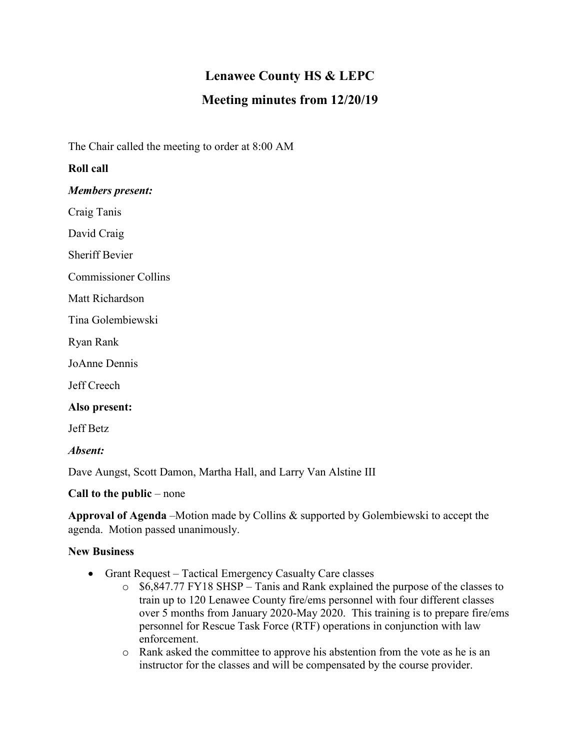# Lenawee County HS & LEPC

## Meeting minutes from 12/20/19

The Chair called the meeting to order at 8:00 AM

**Roll call**

***Members present:***

Craig Tanis

David Craig

Sheriff Bevier

Commissioner Collins

Matt Richardson

Tina Golembiewski

Ryan Rank

JoAnne Dennis

Jeff Creech

**Also present:**

Jeff Betz

***Absent:***

Dave Aungst, Scott Damon, Martha Hall, and Larry Van Alstine III

**Call to the public** – none

**Approval of Agenda** –Motion made by Collins & supported by Golembiewski to accept the agenda. Motion passed unanimously.

**New Business**

- Grant Request – Tactical Emergency Casualty Care classes
  - $6,847.77 FY18 SHSP – Tanis and Rank explained the purpose of the classes to train up to 120 Lenawee County fire/ems personnel with four different classes over 5 months from January 2020-May 2020. This training is to prepare fire/ems personnel for Rescue Task Force (RTF) operations in conjunction with law enforcement.
  - Rank asked the committee to approve his abstention from the vote as he is an instructor for the classes and will be compensated by the course provider.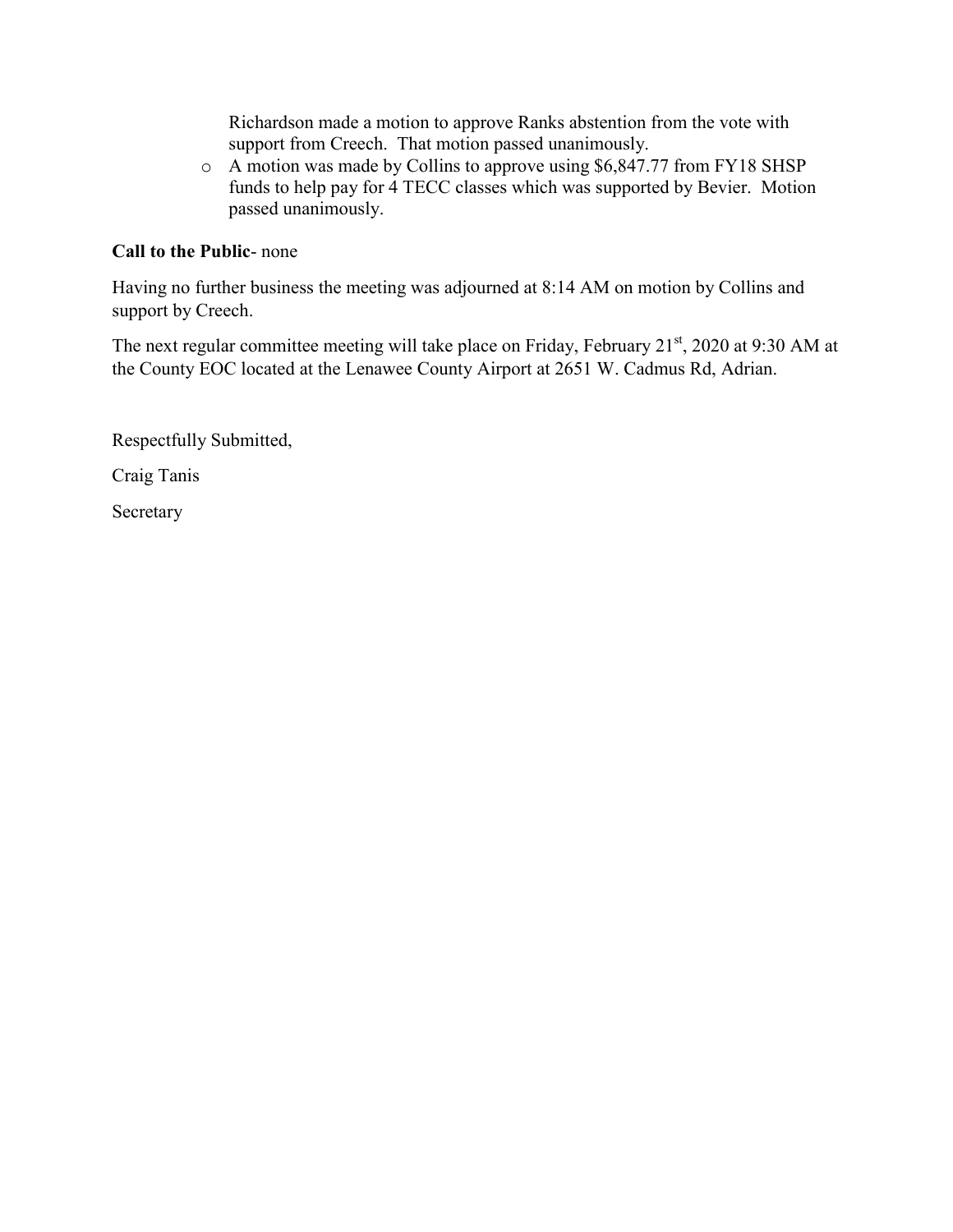Richardson made a motion to approve Ranks abstention from the vote with support from Creech. That motion passed unanimously.

- A motion was made by Collins to approve using $6,847.77 from FY18 SHSP funds to help pay for 4 TECC classes which was supported by Bevier. Motion passed unanimously.

**Call to the Public**- none

Having no further business the meeting was adjourned at 8:14 AM on motion by Collins and support by Creech.

The next regular committee meeting will take place on Friday, February 21st, 2020 at 9:30 AM at the County EOC located at the Lenawee County Airport at 2651 W. Cadmus Rd, Adrian.

Respectfully Submitted,

Craig Tanis

Secretary